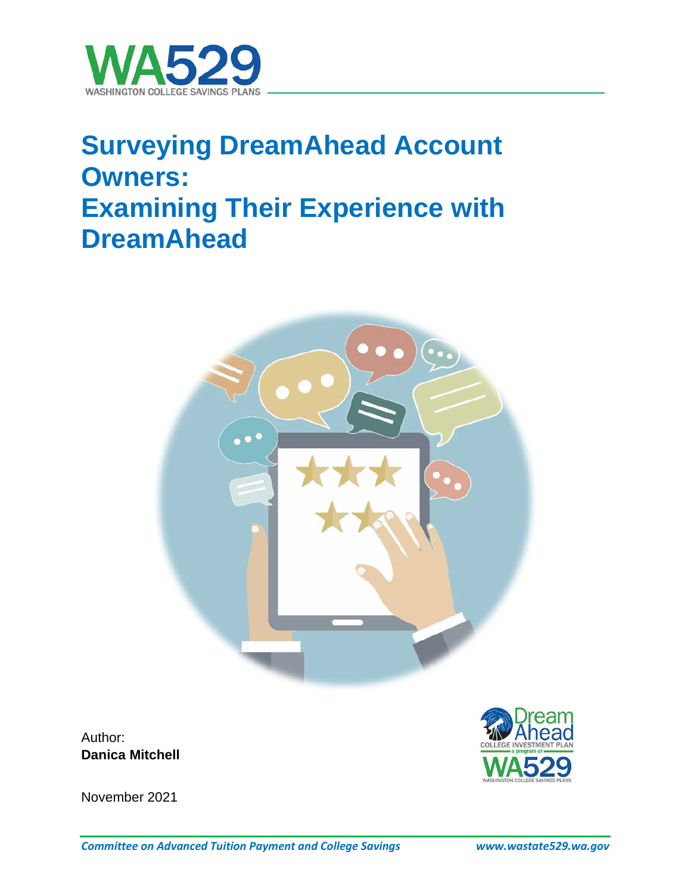WA529

WASHINGTON COLLEGE SAVINGS PLANS

# Surveying DreamAhead Account Owners: Examining Their Experience with DreamAhead

Author:
**Danica Mitchell**

November 2021

*Committee on Advanced Tuition Payment and College Savings* *www.wastate529.wa.gov*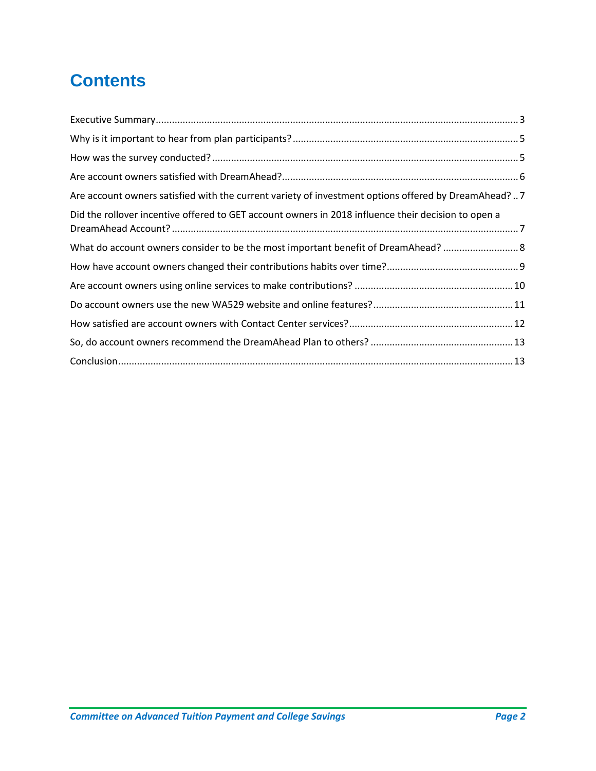# Contents

Executive Summary ..... 3

Why is it important to hear from plan participants? ..... 5

How was the survey conducted? ..... 5

Are account owners satisfied with DreamAhead? ..... 6

Are account owners satisfied with the current variety of investment options offered by DreamAhead? .. 7

Did the rollover incentive offered to GET account owners in 2018 influence their decision to open a DreamAhead Account? ..... 7

What do account owners consider to be the most important benefit of DreamAhead? ..... 8

How have account owners changed their contributions habits over time? ..... 9

Are account owners using online services to make contributions? ..... 10

Do account owners use the new WA529 website and online features? ..... 11

How satisfied are account owners with Contact Center services? ..... 12

So, do account owners recommend the DreamAhead Plan to others? ..... 13

Conclusion ..... 13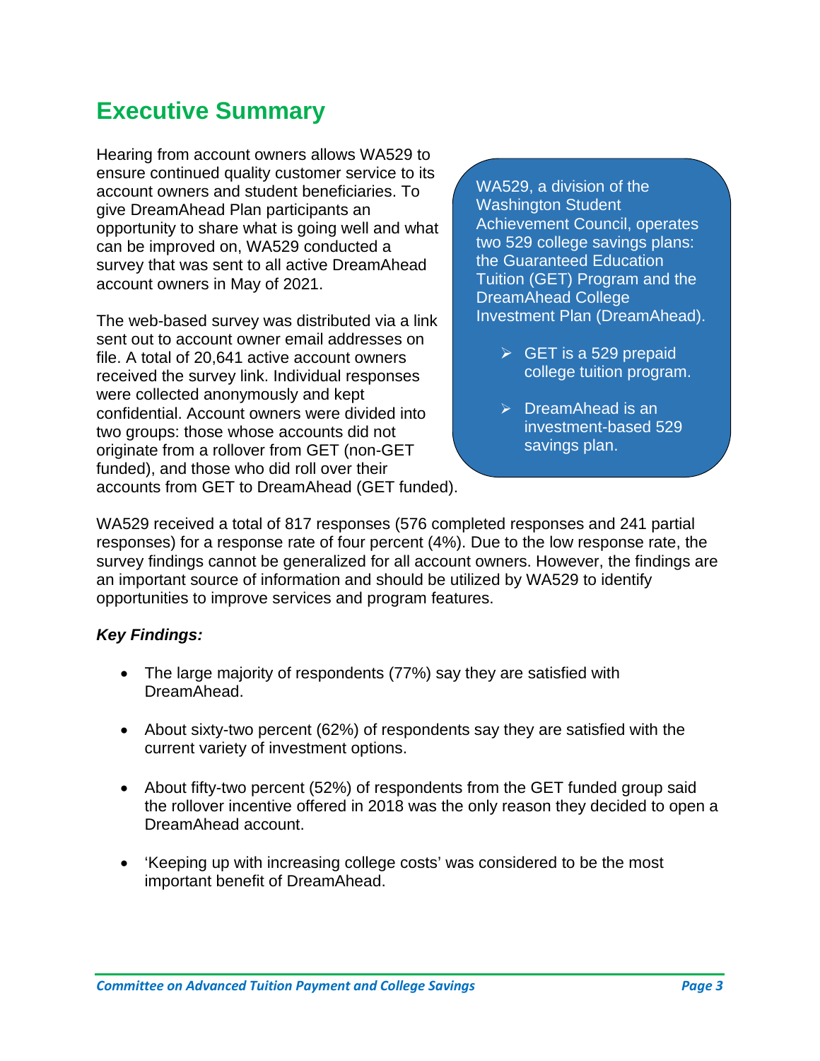# Executive Summary

Hearing from account owners allows WA529 to ensure continued quality customer service to its account owners and student beneficiaries. To give DreamAhead Plan participants an opportunity to share what is going well and what can be improved on, WA529 conducted a survey that was sent to all active DreamAhead account owners in May of 2021.

The web-based survey was distributed via a link sent out to account owner email addresses on file. A total of 20,641 active account owners received the survey link. Individual responses were collected anonymously and kept confidential. Account owners were divided into two groups: those whose accounts did not originate from a rollover from GET (non-GET funded), and those who did roll over their accounts from GET to DreamAhead (GET funded).

WA529, a division of the Washington Student Achievement Council, operates two 529 college savings plans: the Guaranteed Education Tuition (GET) Program and the DreamAhead College Investment Plan (DreamAhead).

- GET is a 529 prepaid college tuition program.
- DreamAhead is an investment-based 529 savings plan.

WA529 received a total of 817 responses (576 completed responses and 241 partial responses) for a response rate of four percent (4%). Due to the low response rate, the survey findings cannot be generalized for all account owners. However, the findings are an important source of information and should be utilized by WA529 to identify opportunities to improve services and program features.

***Key Findings:***

- The large majority of respondents (77%) say they are satisfied with DreamAhead.
- About sixty-two percent (62%) of respondents say they are satisfied with the current variety of investment options.
- About fifty-two percent (52%) of respondents from the GET funded group said the rollover incentive offered in 2018 was the only reason they decided to open a DreamAhead account.
- 'Keeping up with increasing college costs' was considered to be the most important benefit of DreamAhead.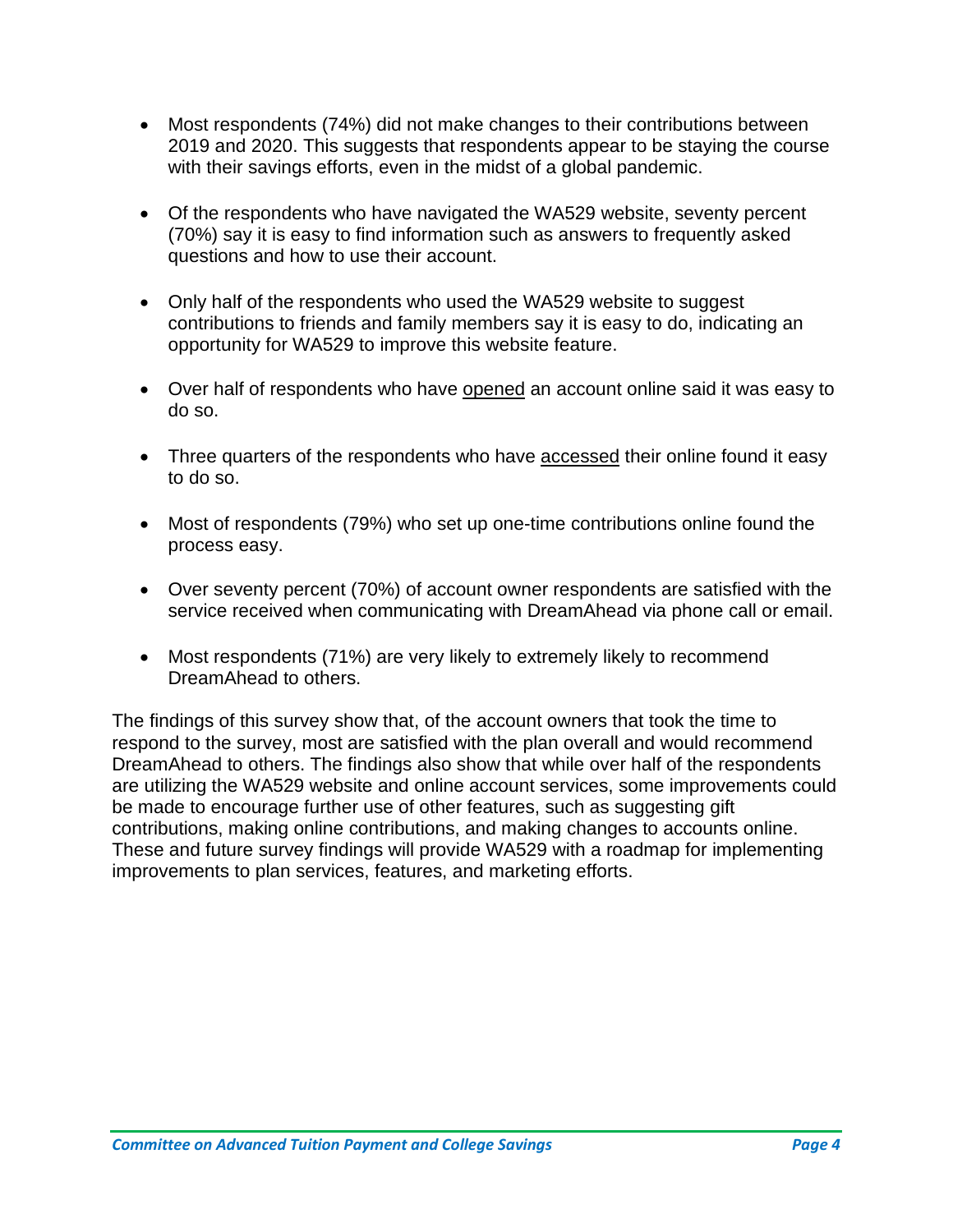- Most respondents (74%) did not make changes to their contributions between 2019 and 2020. This suggests that respondents appear to be staying the course with their savings efforts, even in the midst of a global pandemic.

- Of the respondents who have navigated the WA529 website, seventy percent (70%) say it is easy to find information such as answers to frequently asked questions and how to use their account.

- Only half of the respondents who used the WA529 website to suggest contributions to friends and family members say it is easy to do, indicating an opportunity for WA529 to improve this website feature.

- Over half of respondents who have <u>opened</u> an account online said it was easy to do so.

- Three quarters of the respondents who have <u>accessed</u> their online found it easy to do so.

- Most of respondents (79%) who set up one-time contributions online found the process easy.

- Over seventy percent (70%) of account owner respondents are satisfied with the service received when communicating with DreamAhead via phone call or email.

- Most respondents (71%) are very likely to extremely likely to recommend DreamAhead to others.

The findings of this survey show that, of the account owners that took the time to respond to the survey, most are satisfied with the plan overall and would recommend DreamAhead to others. The findings also show that while over half of the respondents are utilizing the WA529 website and online account services, some improvements could be made to encourage further use of other features, such as suggesting gift contributions, making online contributions, and making changes to accounts online. These and future survey findings will provide WA529 with a roadmap for implementing improvements to plan services, features, and marketing efforts.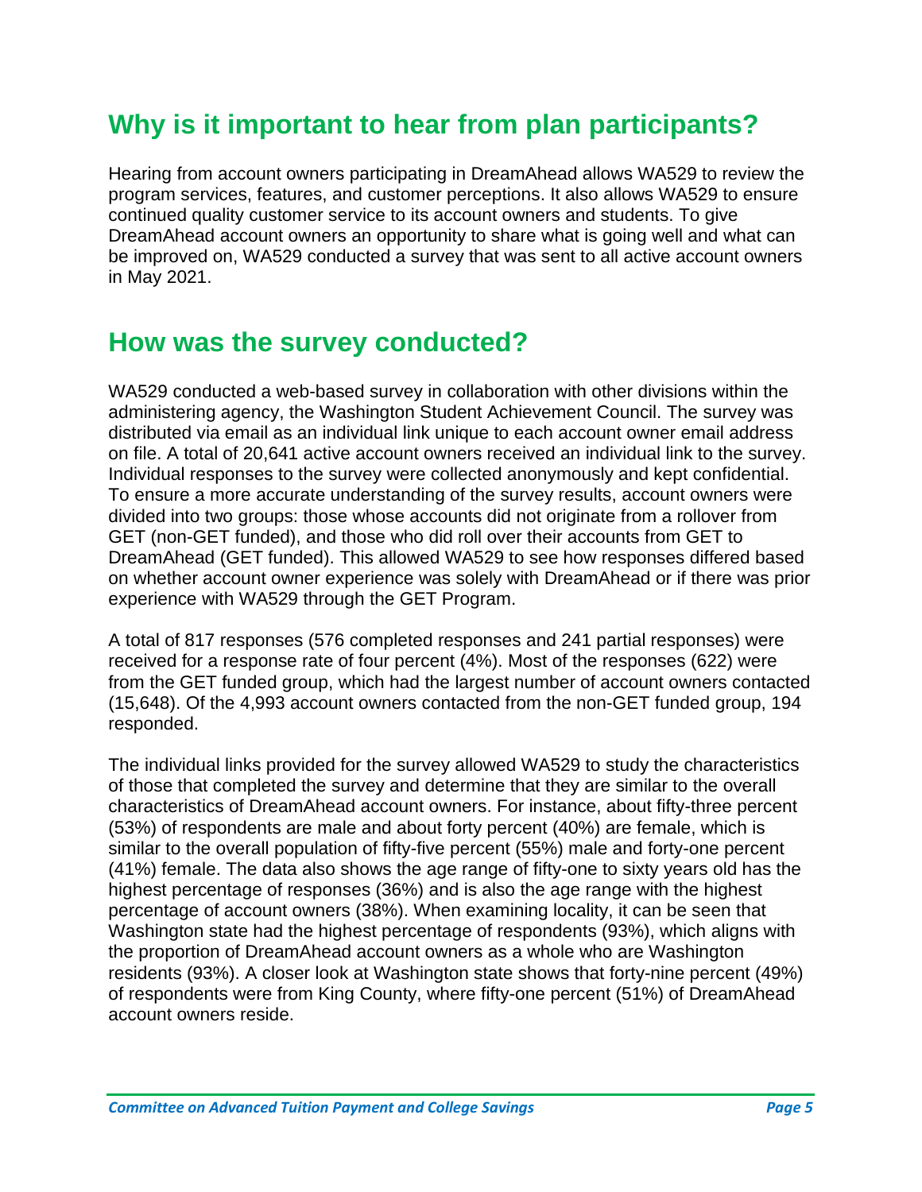## Why is it important to hear from plan participants?

Hearing from account owners participating in DreamAhead allows WA529 to review the program services, features, and customer perceptions. It also allows WA529 to ensure continued quality customer service to its account owners and students. To give DreamAhead account owners an opportunity to share what is going well and what can be improved on, WA529 conducted a survey that was sent to all active account owners in May 2021.

## How was the survey conducted?

WA529 conducted a web-based survey in collaboration with other divisions within the administering agency, the Washington Student Achievement Council. The survey was distributed via email as an individual link unique to each account owner email address on file. A total of 20,641 active account owners received an individual link to the survey. Individual responses to the survey were collected anonymously and kept confidential. To ensure a more accurate understanding of the survey results, account owners were divided into two groups: those whose accounts did not originate from a rollover from GET (non-GET funded), and those who did roll over their accounts from GET to DreamAhead (GET funded). This allowed WA529 to see how responses differed based on whether account owner experience was solely with DreamAhead or if there was prior experience with WA529 through the GET Program.

A total of 817 responses (576 completed responses and 241 partial responses) were received for a response rate of four percent (4%). Most of the responses (622) were from the GET funded group, which had the largest number of account owners contacted (15,648). Of the 4,993 account owners contacted from the non-GET funded group, 194 responded.

The individual links provided for the survey allowed WA529 to study the characteristics of those that completed the survey and determine that they are similar to the overall characteristics of DreamAhead account owners. For instance, about fifty-three percent (53%) of respondents are male and about forty percent (40%) are female, which is similar to the overall population of fifty-five percent (55%) male and forty-one percent (41%) female. The data also shows the age range of fifty-one to sixty years old has the highest percentage of responses (36%) and is also the age range with the highest percentage of account owners (38%). When examining locality, it can be seen that Washington state had the highest percentage of respondents (93%), which aligns with the proportion of DreamAhead account owners as a whole who are Washington residents (93%). A closer look at Washington state shows that forty-nine percent (49%) of respondents were from King County, where fifty-one percent (51%) of DreamAhead account owners reside.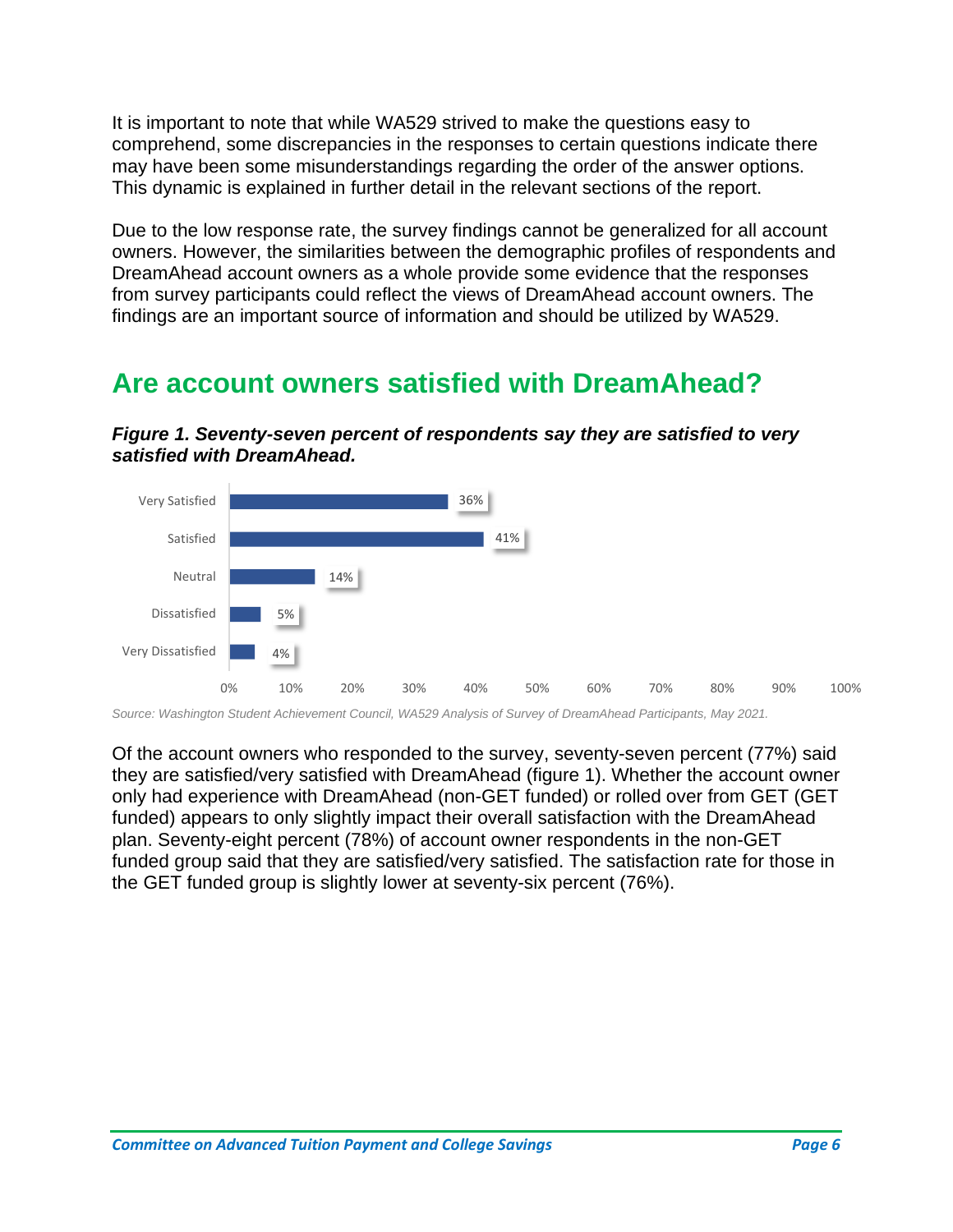It is important to note that while WA529 strived to make the questions easy to comprehend, some discrepancies in the responses to certain questions indicate there may have been some misunderstandings regarding the order of the answer options. This dynamic is explained in further detail in the relevant sections of the report.

Due to the low response rate, the survey findings cannot be generalized for all account owners. However, the similarities between the demographic profiles of respondents and DreamAhead account owners as a whole provide some evidence that the responses from survey participants could reflect the views of DreamAhead account owners. The findings are an important source of information and should be utilized by WA529.

## Are account owners satisfied with DreamAhead?

***Figure 1. Seventy-seven percent of respondents say they are satisfied to very satisfied with DreamAhead.***

| Response | Percent |
| --- | --- |
| Very Satisfied | 36% |
| Satisfied | 41% |
| Neutral | 14% |
| Dissatisfied | 5% |
| Very Dissatisfied | 4% |

*Source: Washington Student Achievement Council, WA529 Analysis of Survey of DreamAhead Participants, May 2021.*

Of the account owners who responded to the survey, seventy-seven percent (77%) said they are satisfied/very satisfied with DreamAhead (figure 1). Whether the account owner only had experience with DreamAhead (non-GET funded) or rolled over from GET (GET funded) appears to only slightly impact their overall satisfaction with the DreamAhead plan. Seventy-eight percent (78%) of account owner respondents in the non-GET funded group said that they are satisfied/very satisfied. The satisfaction rate for those in the GET funded group is slightly lower at seventy-six percent (76%).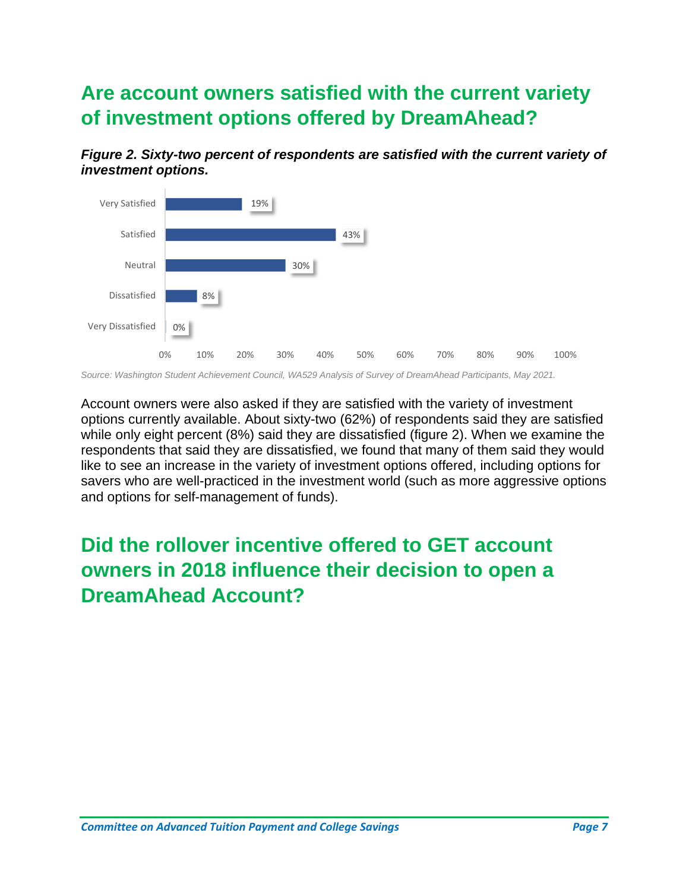## Are account owners satisfied with the current variety of investment options offered by DreamAhead?

***Figure 2. Sixty-two percent of respondents are satisfied with the current variety of investment options.***

| Response | Percent |
|---|---|
| Very Satisfied | 19% |
| Satisfied | 43% |
| Neutral | 30% |
| Dissatisfied | 8% |
| Very Dissatisfied | 0% |

*Source: Washington Student Achievement Council, WA529 Analysis of Survey of DreamAhead Participants, May 2021.*

Account owners were also asked if they are satisfied with the variety of investment options currently available. About sixty-two (62%) of respondents said they are satisfied while only eight percent (8%) said they are dissatisfied (figure 2). When we examine the respondents that said they are dissatisfied, we found that many of them said they would like to see an increase in the variety of investment options offered, including options for savers who are well-practiced in the investment world (such as more aggressive options and options for self-management of funds).

## Did the rollover incentive offered to GET account owners in 2018 influence their decision to open a DreamAhead Account?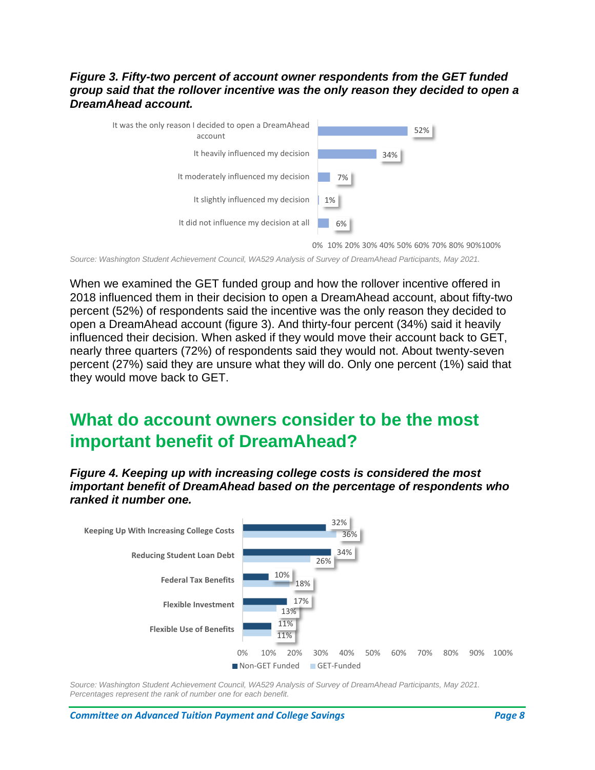***Figure 3. Fifty-two percent of account owner respondents from the GET funded group said that the rollover incentive was the only reason they decided to open a DreamAhead account.***

| Response | Percent |
|---|---|
| It was the only reason I decided to open a DreamAhead account | 52% |
| It heavily influenced my decision | 34% |
| It moderately influenced my decision | 7% |
| It slightly influenced my decision | 1% |
| It did not influence my decision at all | 6% |

*Source: Washington Student Achievement Council, WA529 Analysis of Survey of DreamAhead Participants, May 2021.*

When we examined the GET funded group and how the rollover incentive offered in 2018 influenced them in their decision to open a DreamAhead account, about fifty-two percent (52%) of respondents said the incentive was the only reason they decided to open a DreamAhead account (figure 3). And thirty-four percent (34%) said it heavily influenced their decision. When asked if they would move their account back to GET, nearly three quarters (72%) of respondents said they would not. About twenty-seven percent (27%) said they are unsure what they will do. Only one percent (1%) said that they would move back to GET.

## What do account owners consider to be the most important benefit of DreamAhead?

***Figure 4. Keeping up with increasing college costs is considered the most important benefit of DreamAhead based on the percentage of respondents who ranked it number one.***

| Benefit | Non-GET Funded | GET-Funded |
|---|---|---|
| Keeping Up With Increasing College Costs | 32% | 36% |
| Reducing Student Loan Debt | 34% | 26% |
| Federal Tax Benefits | 10% | 18% |
| Flexible Investment | 17% | 13% |
| Flexible Use of Benefits | 11% | 11% |

*Source: Washington Student Achievement Council, WA529 Analysis of Survey of DreamAhead Participants, May 2021. Percentages represent the rank of number one for each benefit.*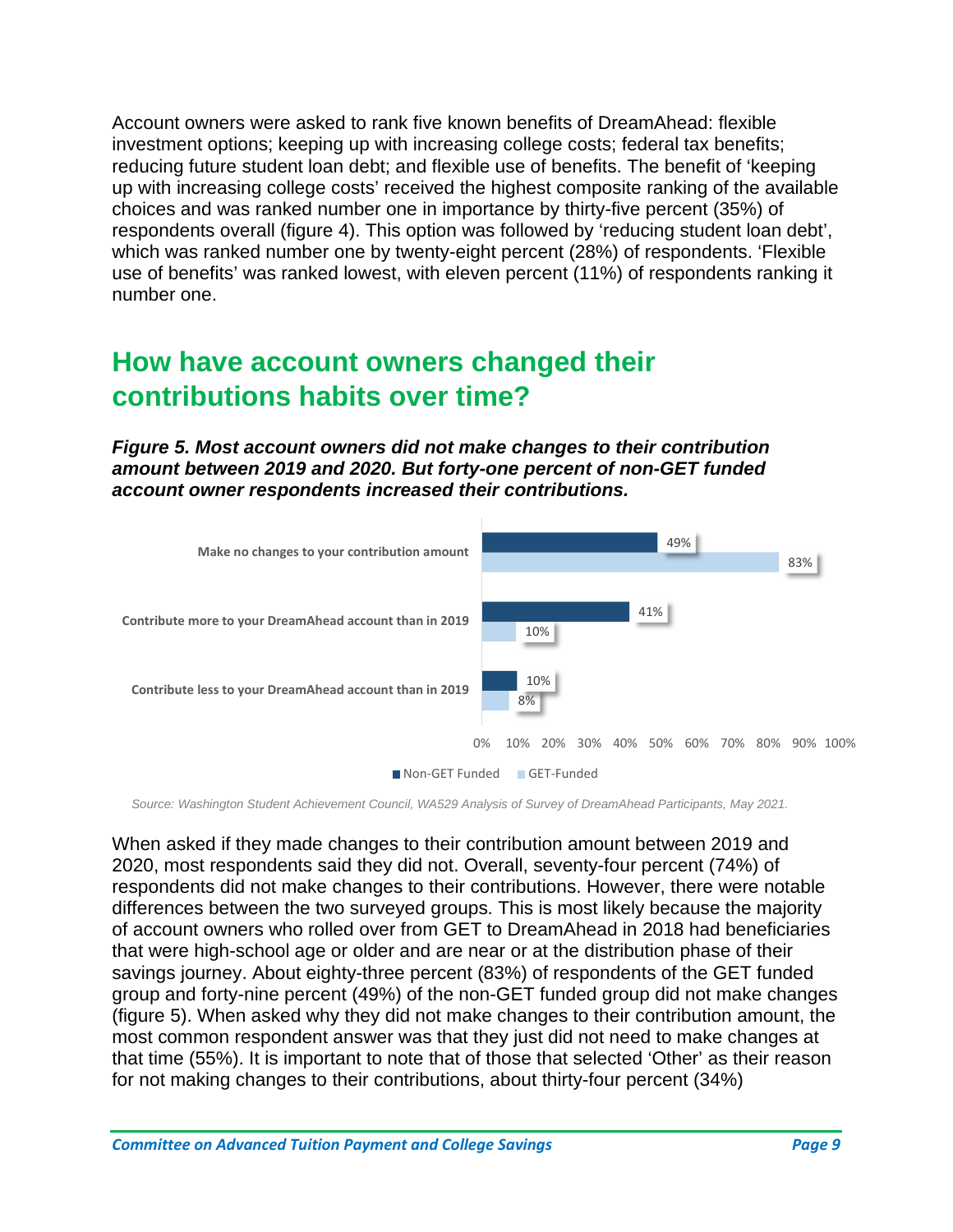Account owners were asked to rank five known benefits of DreamAhead: flexible investment options; keeping up with increasing college costs; federal tax benefits; reducing future student loan debt; and flexible use of benefits. The benefit of 'keeping up with increasing college costs' received the highest composite ranking of the available choices and was ranked number one in importance by thirty-five percent (35%) of respondents overall (figure 4). This option was followed by 'reducing student loan debt', which was ranked number one by twenty-eight percent (28%) of respondents. 'Flexible use of benefits' was ranked lowest, with eleven percent (11%) of respondents ranking it number one.

## How have account owners changed their contributions habits over time?

***Figure 5. Most account owners did not make changes to their contribution amount between 2019 and 2020. But forty-one percent of non-GET funded account owner respondents increased their contributions.***

| | Non-GET Funded | GET-Funded |
|---|---|---|
| Make no changes to your contribution amount | 49% | 83% |
| Contribute more to your DreamAhead account than in 2019 | 41% | 10% |
| Contribute less to your DreamAhead account than in 2019 | 10% | 8% |

*Source: Washington Student Achievement Council, WA529 Analysis of Survey of DreamAhead Participants, May 2021.*

When asked if they made changes to their contribution amount between 2019 and 2020, most respondents said they did not. Overall, seventy-four percent (74%) of respondents did not make changes to their contributions. However, there were notable differences between the two surveyed groups. This is most likely because the majority of account owners who rolled over from GET to DreamAhead in 2018 had beneficiaries that were high-school age or older and are near or at the distribution phase of their savings journey. About eighty-three percent (83%) of respondents of the GET funded group and forty-nine percent (49%) of the non-GET funded group did not make changes (figure 5). When asked why they did not make changes to their contribution amount, the most common respondent answer was that they just did not need to make changes at that time (55%). It is important to note that of those that selected 'Other' as their reason for not making changes to their contributions, about thirty-four percent (34%)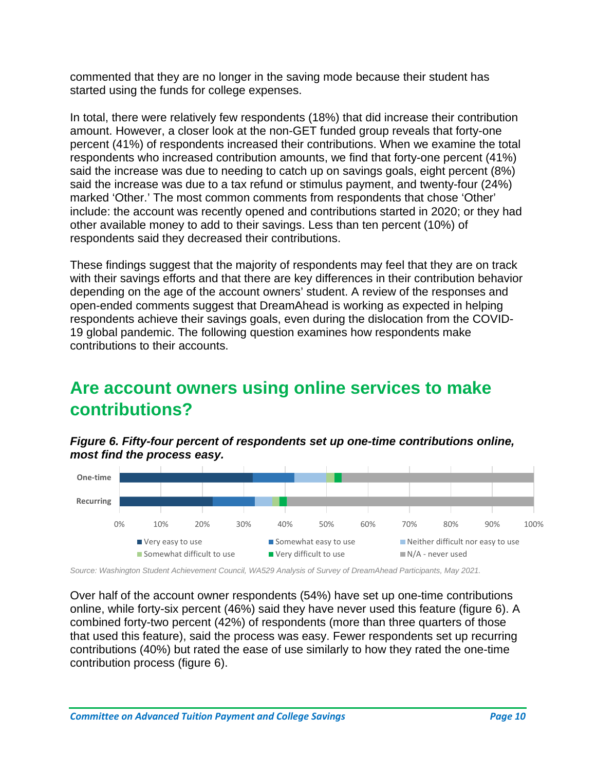commented that they are no longer in the saving mode because their student has started using the funds for college expenses.

In total, there were relatively few respondents (18%) that did increase their contribution amount. However, a closer look at the non-GET funded group reveals that forty-one percent (41%) of respondents increased their contributions. When we examine the total respondents who increased contribution amounts, we find that forty-one percent (41%) said the increase was due to needing to catch up on savings goals, eight percent (8%) said the increase was due to a tax refund or stimulus payment, and twenty-four (24%) marked 'Other.' The most common comments from respondents that chose 'Other' include: the account was recently opened and contributions started in 2020; or they had other available money to add to their savings. Less than ten percent (10%) of respondents said they decreased their contributions.

These findings suggest that the majority of respondents may feel that they are on track with their savings efforts and that there are key differences in their contribution behavior depending on the age of the account owners' student. A review of the responses and open-ended comments suggest that DreamAhead is working as expected in helping respondents achieve their savings goals, even during the dislocation from the COVID-19 global pandemic. The following question examines how respondents make contributions to their accounts.

## Are account owners using online services to make contributions?

***Figure 6. Fifty-four percent of respondents set up one-time contributions online, most find the process easy.***

*Source: Washington Student Achievement Council, WA529 Analysis of Survey of DreamAhead Participants, May 2021.*

Over half of the account owner respondents (54%) have set up one-time contributions online, while forty-six percent (46%) said they have never used this feature (figure 6). A combined forty-two percent (42%) of respondents (more than three quarters of those that used this feature), said the process was easy. Fewer respondents set up recurring contributions (40%) but rated the ease of use similarly to how they rated the one-time contribution process (figure 6).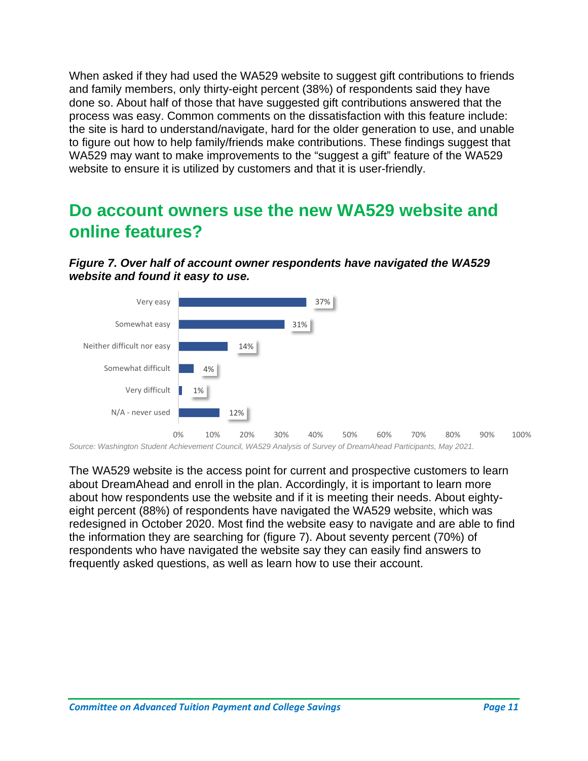When asked if they had used the WA529 website to suggest gift contributions to friends and family members, only thirty-eight percent (38%) of respondents said they have done so. About half of those that have suggested gift contributions answered that the process was easy. Common comments on the dissatisfaction with this feature include: the site is hard to understand/navigate, hard for the older generation to use, and unable to figure out how to help family/friends make contributions. These findings suggest that WA529 may want to make improvements to the "suggest a gift" feature of the WA529 website to ensure it is utilized by customers and that it is user-friendly.

## Do account owners use the new WA529 website and online features?

***Figure 7. Over half of account owner respondents have navigated the WA529 website and found it easy to use.***

| Response | Percent |
|---|---|
| Very easy | 37% |
| Somewhat easy | 31% |
| Neither difficult nor easy | 14% |
| Somewhat difficult | 4% |
| Very difficult | 1% |
| N/A - never used | 12% |

*Source: Washington Student Achievement Council, WA529 Analysis of Survey of DreamAhead Participants, May 2021.*

The WA529 website is the access point for current and prospective customers to learn about DreamAhead and enroll in the plan. Accordingly, it is important to learn more about how respondents use the website and if it is meeting their needs. About eighty-eight percent (88%) of respondents have navigated the WA529 website, which was redesigned in October 2020. Most find the website easy to navigate and are able to find the information they are searching for (figure 7). About seventy percent (70%) of respondents who have navigated the website say they can easily find answers to frequently asked questions, as well as learn how to use their account.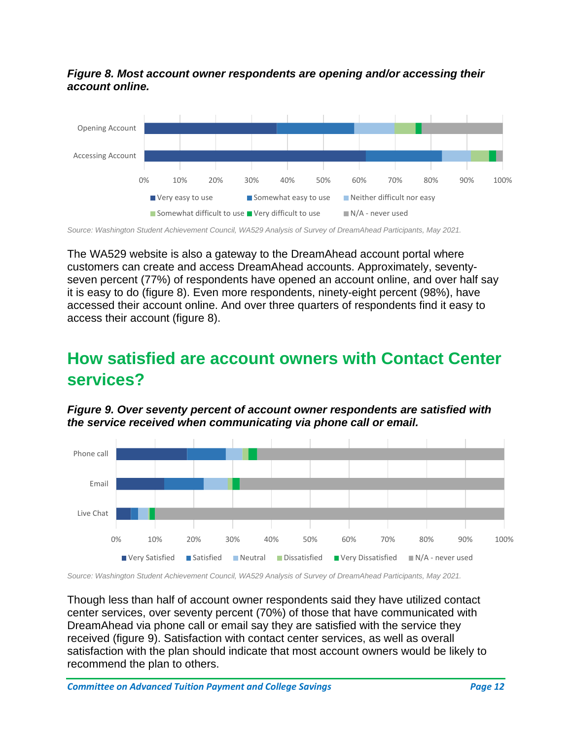***Figure 8. Most account owner respondents are opening and/or accessing their account online.***

*Source: Washington Student Achievement Council, WA529 Analysis of Survey of DreamAhead Participants, May 2021.*

The WA529 website is also a gateway to the DreamAhead account portal where customers can create and access DreamAhead accounts. Approximately, seventy-seven percent (77%) of respondents have opened an account online, and over half say it is easy to do (figure 8). Even more respondents, ninety-eight percent (98%), have accessed their account online. And over three quarters of respondents find it easy to access their account (figure 8).

## How satisfied are account owners with Contact Center services?

***Figure 9. Over seventy percent of account owner respondents are satisfied with the service received when communicating via phone call or email.***

*Source: Washington Student Achievement Council, WA529 Analysis of Survey of DreamAhead Participants, May 2021.*

Though less than half of account owner respondents said they have utilized contact center services, over seventy percent (70%) of those that have communicated with DreamAhead via phone call or email say they are satisfied with the service they received (figure 9). Satisfaction with contact center services, as well as overall satisfaction with the plan should indicate that most account owners would be likely to recommend the plan to others.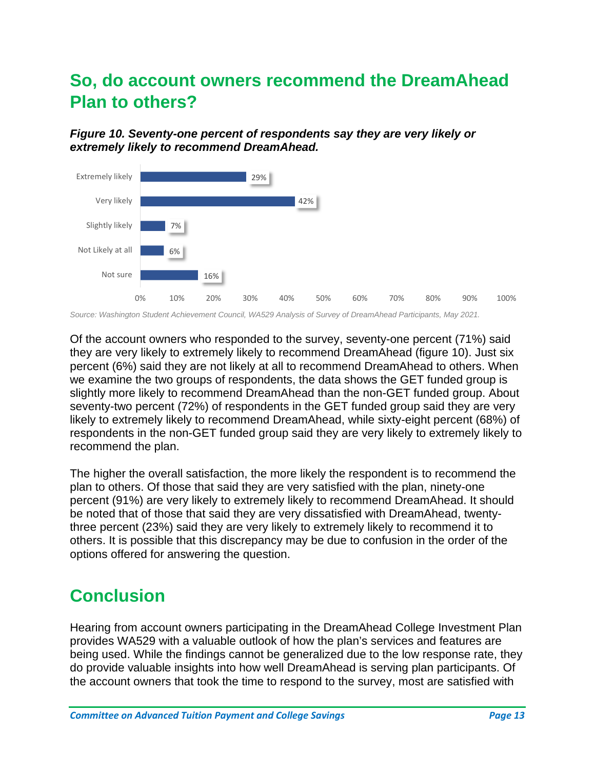## So, do account owners recommend the DreamAhead Plan to others?

***Figure 10. Seventy-one percent of respondents say they are very likely or extremely likely to recommend DreamAhead.***

| Response | Percent |
|---|---|
| Extremely likely | 29% |
| Very likely | 42% |
| Slightly likely | 7% |
| Not Likely at all | 6% |
| Not sure | 16% |

*Source: Washington Student Achievement Council, WA529 Analysis of Survey of DreamAhead Participants, May 2021.*

Of the account owners who responded to the survey, seventy-one percent (71%) said they are very likely to extremely likely to recommend DreamAhead (figure 10). Just six percent (6%) said they are not likely at all to recommend DreamAhead to others. When we examine the two groups of respondents, the data shows the GET funded group is slightly more likely to recommend DreamAhead than the non-GET funded group. About seventy-two percent (72%) of respondents in the GET funded group said they are very likely to extremely likely to recommend DreamAhead, while sixty-eight percent (68%) of respondents in the non-GET funded group said they are very likely to extremely likely to recommend the plan.

The higher the overall satisfaction, the more likely the respondent is to recommend the plan to others. Of those that said they are very satisfied with the plan, ninety-one percent (91%) are very likely to extremely likely to recommend DreamAhead. It should be noted that of those that said they are very dissatisfied with DreamAhead, twenty-three percent (23%) said they are very likely to extremely likely to recommend it to others. It is possible that this discrepancy may be due to confusion in the order of the options offered for answering the question.

## Conclusion

Hearing from account owners participating in the DreamAhead College Investment Plan provides WA529 with a valuable outlook of how the plan's services and features are being used. While the findings cannot be generalized due to the low response rate, they do provide valuable insights into how well DreamAhead is serving plan participants. Of the account owners that took the time to respond to the survey, most are satisfied with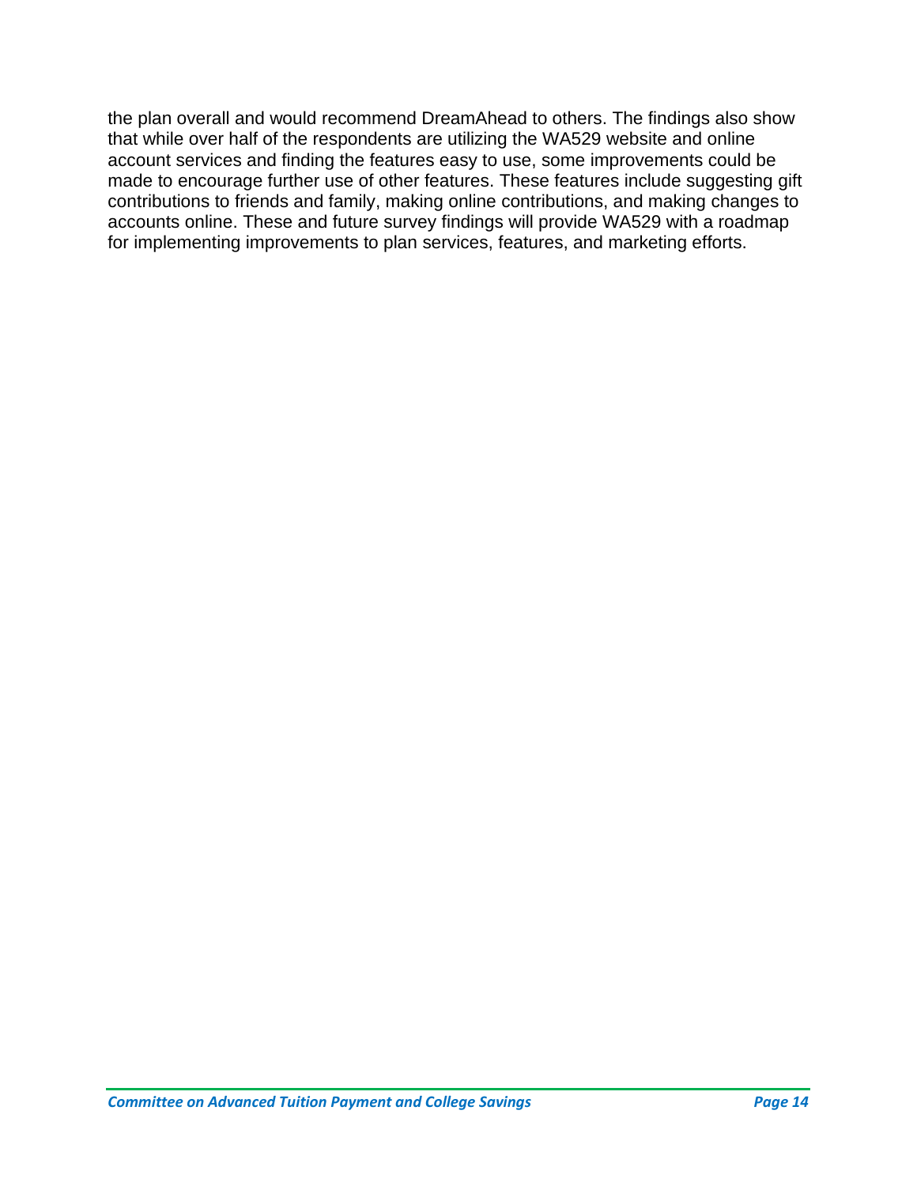the plan overall and would recommend DreamAhead to others. The findings also show that while over half of the respondents are utilizing the WA529 website and online account services and finding the features easy to use, some improvements could be made to encourage further use of other features. These features include suggesting gift contributions to friends and family, making online contributions, and making changes to accounts online. These and future survey findings will provide WA529 with a roadmap for implementing improvements to plan services, features, and marketing efforts.